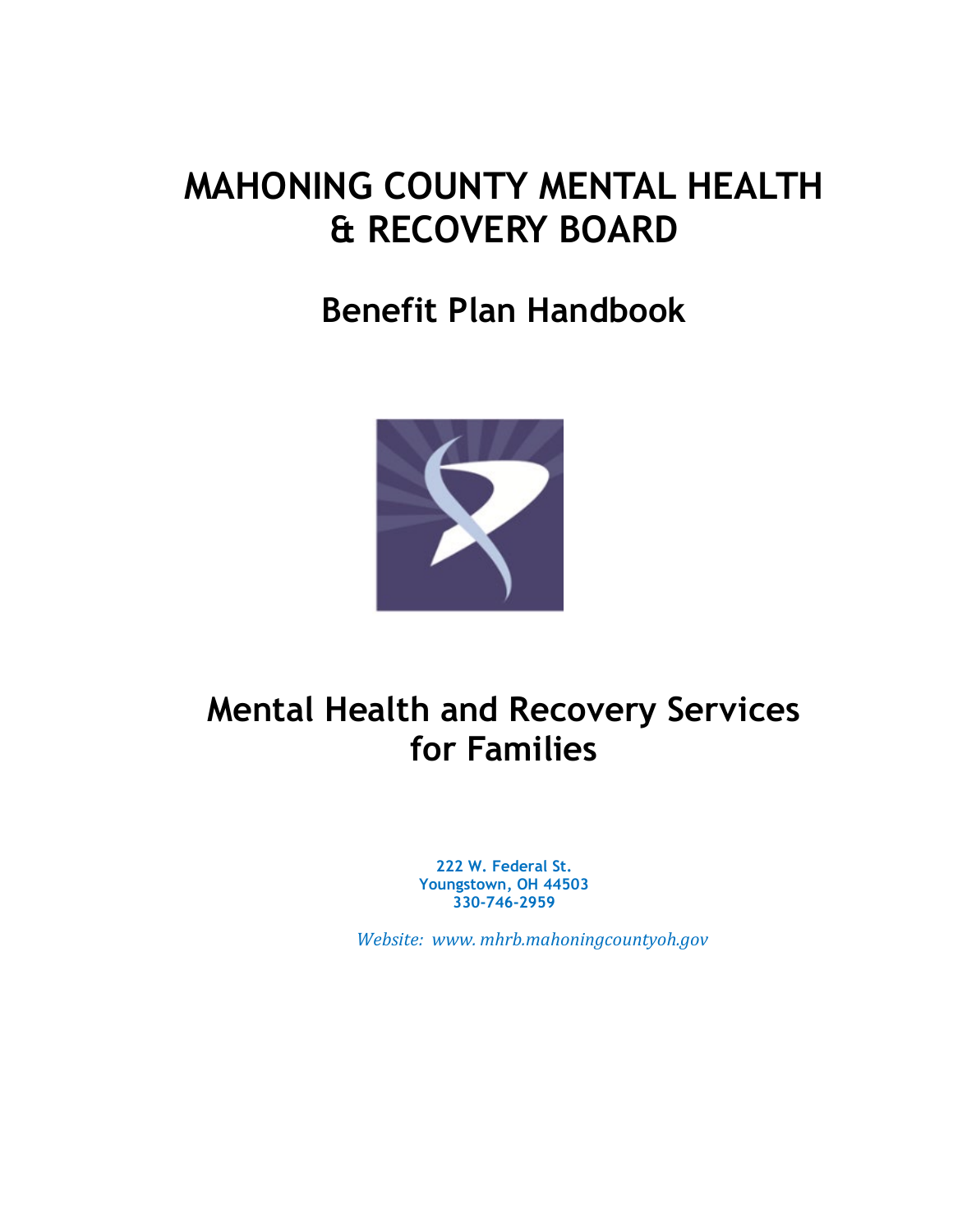# MAHONING COUNTY MENTAL HEALTH & RECOVERY BOARD

## Benefit Plan Handbook

## Mental Health and Recovery Services for Families

**222 W. Federal St.**
**Youngstown, OH 44503**
**330-746-2959**

*Website: www. mhrb.mahoningcountyoh.gov*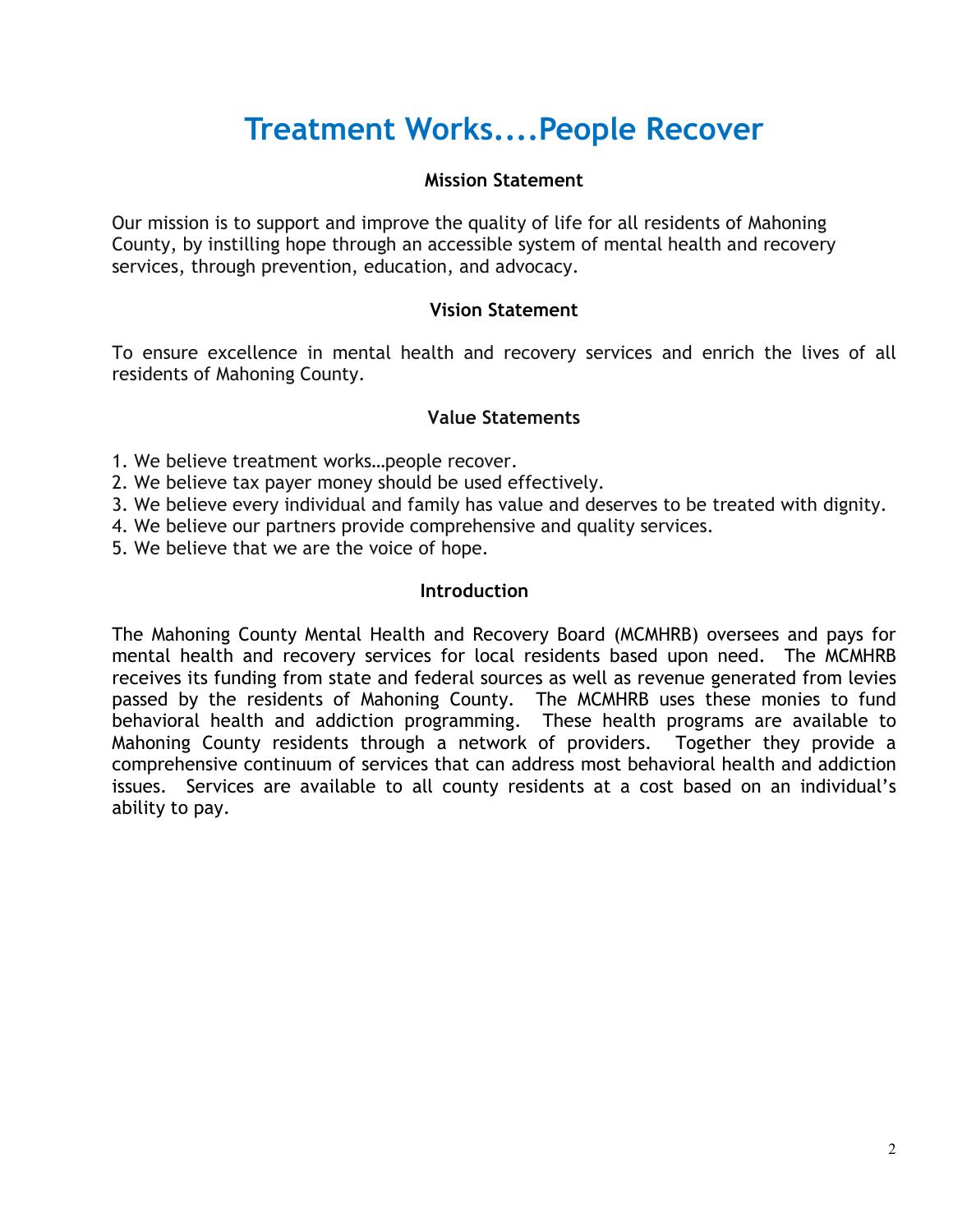# Treatment Works....People Recover

## Mission Statement

Our mission is to support and improve the quality of life for all residents of Mahoning County, by instilling hope through an accessible system of mental health and recovery services, through prevention, education, and advocacy.

## Vision Statement

To ensure excellence in mental health and recovery services and enrich the lives of all residents of Mahoning County.

## Value Statements

1. We believe treatment works…people recover.
2. We believe tax payer money should be used effectively.
3. We believe every individual and family has value and deserves to be treated with dignity.
4. We believe our partners provide comprehensive and quality services.
5. We believe that we are the voice of hope.

## Introduction

The Mahoning County Mental Health and Recovery Board (MCMHRB) oversees and pays for mental health and recovery services for local residents based upon need. The MCMHRB receives its funding from state and federal sources as well as revenue generated from levies passed by the residents of Mahoning County. The MCMHRB uses these monies to fund behavioral health and addiction programming. These health programs are available to Mahoning County residents through a network of providers. Together they provide a comprehensive continuum of services that can address most behavioral health and addiction issues. Services are available to all county residents at a cost based on an individual's ability to pay.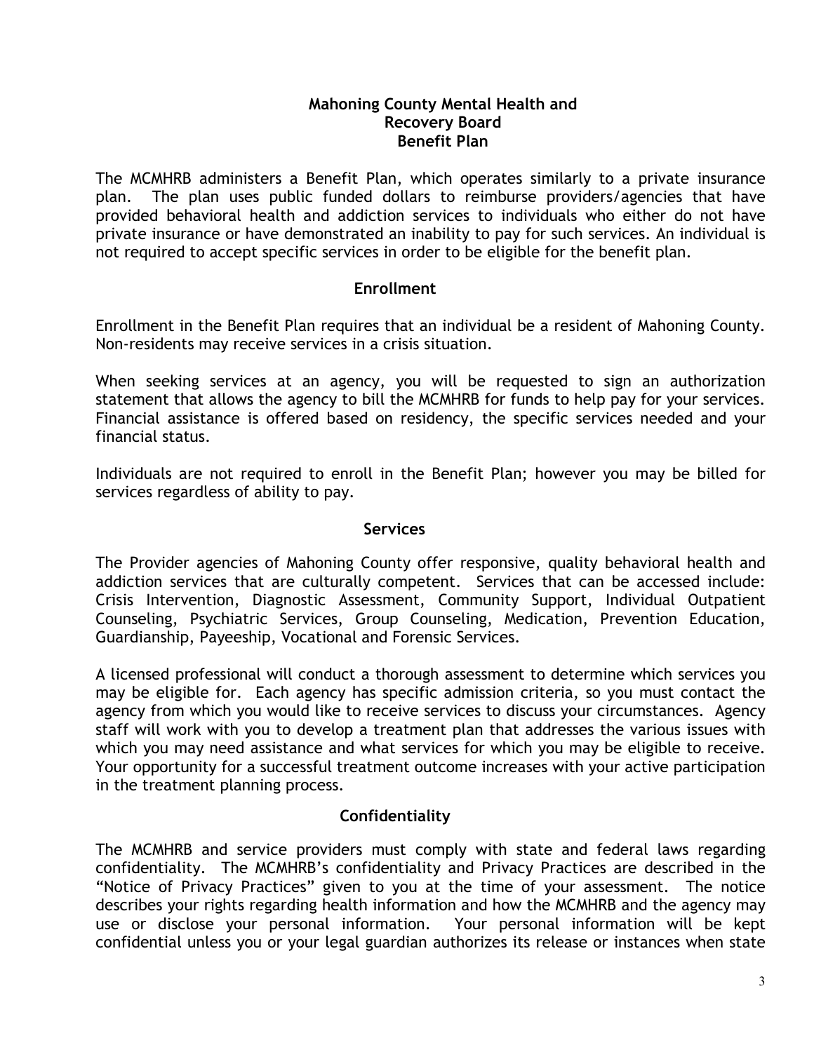# Mahoning County Mental Health and Recovery Board Benefit Plan

The MCMHRB administers a Benefit Plan, which operates similarly to a private insurance plan. The plan uses public funded dollars to reimburse providers/agencies that have provided behavioral health and addiction services to individuals who either do not have private insurance or have demonstrated an inability to pay for such services. An individual is not required to accept specific services in order to be eligible for the benefit plan.

## Enrollment

Enrollment in the Benefit Plan requires that an individual be a resident of Mahoning County. Non-residents may receive services in a crisis situation.

When seeking services at an agency, you will be requested to sign an authorization statement that allows the agency to bill the MCMHRB for funds to help pay for your services. Financial assistance is offered based on residency, the specific services needed and your financial status.

Individuals are not required to enroll in the Benefit Plan; however you may be billed for services regardless of ability to pay.

## Services

The Provider agencies of Mahoning County offer responsive, quality behavioral health and addiction services that are culturally competent. Services that can be accessed include: Crisis Intervention, Diagnostic Assessment, Community Support, Individual Outpatient Counseling, Psychiatric Services, Group Counseling, Medication, Prevention Education, Guardianship, Payeeship, Vocational and Forensic Services.

A licensed professional will conduct a thorough assessment to determine which services you may be eligible for. Each agency has specific admission criteria, so you must contact the agency from which you would like to receive services to discuss your circumstances. Agency staff will work with you to develop a treatment plan that addresses the various issues with which you may need assistance and what services for which you may be eligible to receive. Your opportunity for a successful treatment outcome increases with your active participation in the treatment planning process.

## Confidentiality

The MCMHRB and service providers must comply with state and federal laws regarding confidentiality. The MCMHRB's confidentiality and Privacy Practices are described in the "Notice of Privacy Practices" given to you at the time of your assessment. The notice describes your rights regarding health information and how the MCMHRB and the agency may use or disclose your personal information. Your personal information will be kept confidential unless you or your legal guardian authorizes its release or instances when state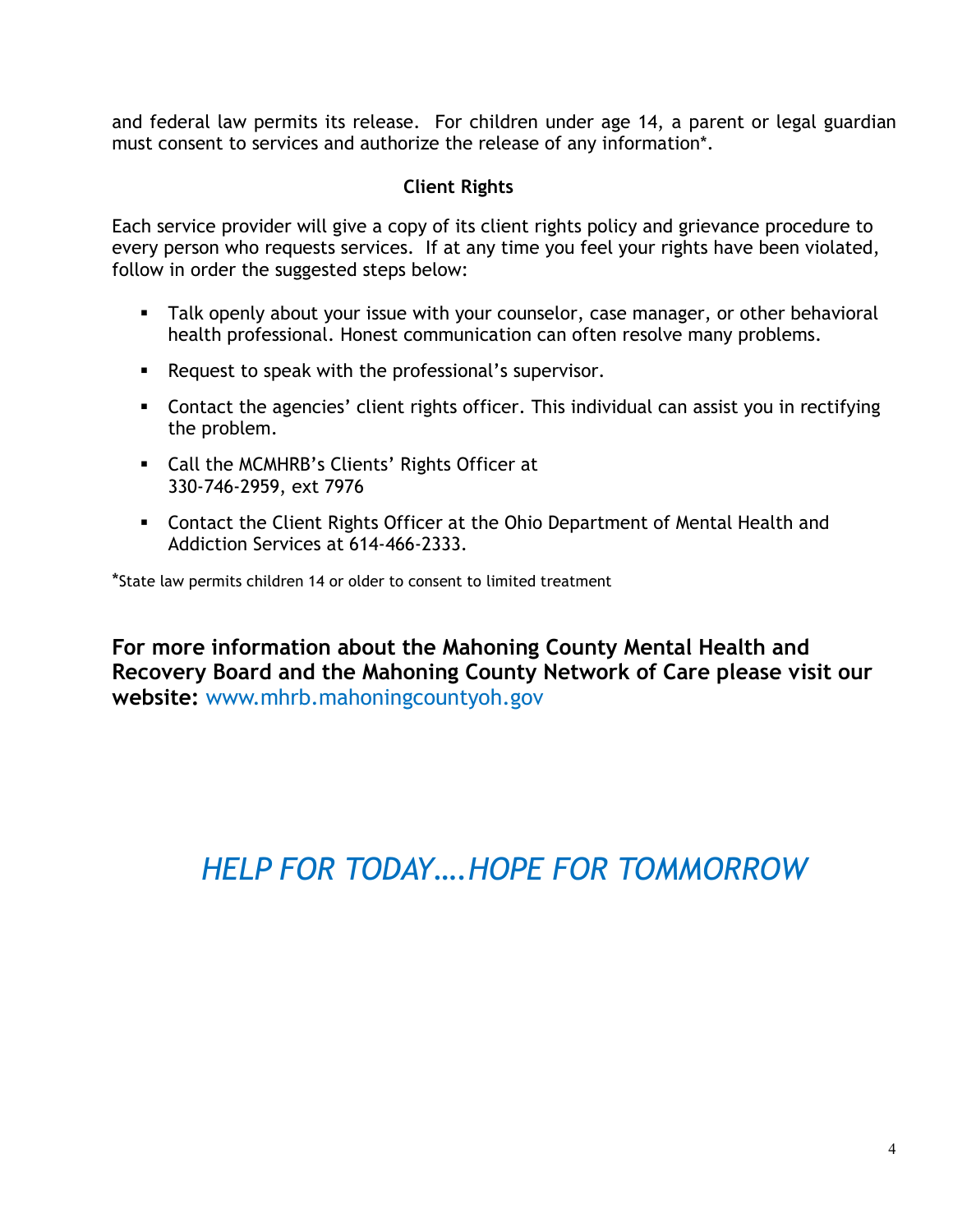and federal law permits its release. For children under age 14, a parent or legal guardian must consent to services and authorize the release of any information*.

### Client Rights

Each service provider will give a copy of its client rights policy and grievance procedure to every person who requests services. If at any time you feel your rights have been violated, follow in order the suggested steps below:

- Talk openly about your issue with your counselor, case manager, or other behavioral health professional. Honest communication can often resolve many problems.
- Request to speak with the professional's supervisor.
- Contact the agencies' client rights officer. This individual can assist you in rectifying the problem.
- Call the MCMHRB's Clients' Rights Officer at 330-746-2959, ext 7976
- Contact the Client Rights Officer at the Ohio Department of Mental Health and Addiction Services at 614-466-2333.

*State law permits children 14 or older to consent to limited treatment

**For more information about the Mahoning County Mental Health and Recovery Board and the Mahoning County Network of Care please visit our website:** www.mhrb.mahoningcountyoh.gov

*HELP FOR TODAY….HOPE FOR TOMMORROW*